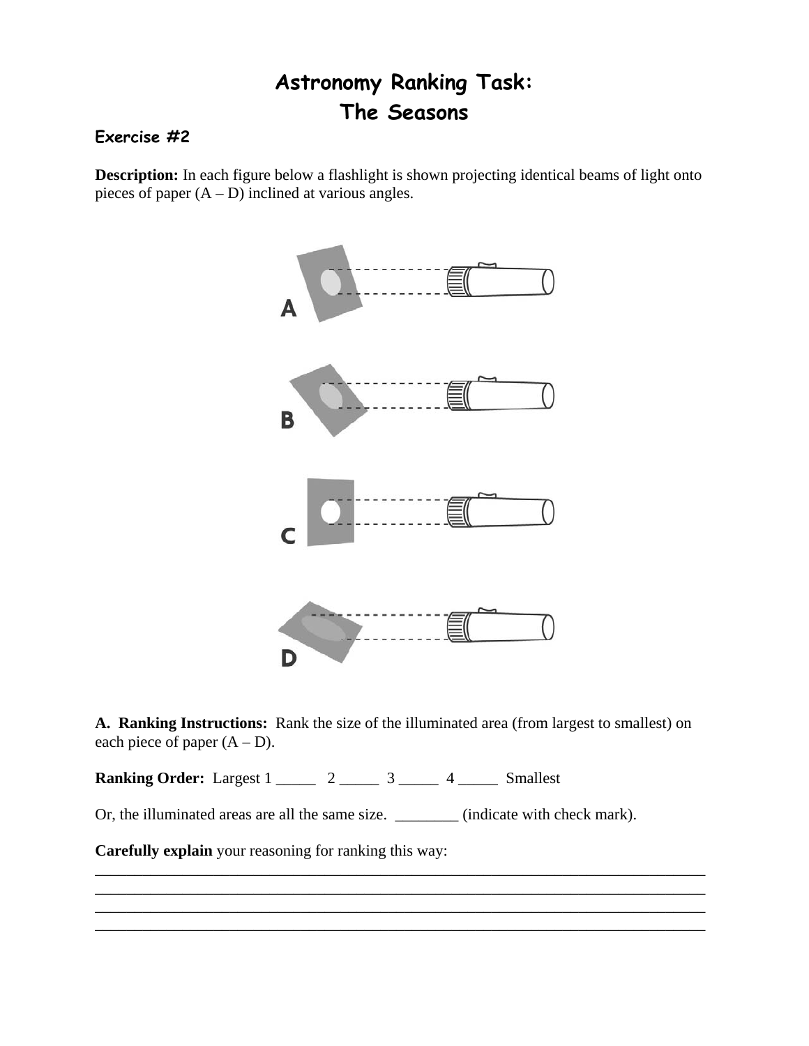# Astronomy Ranking Task:
# The Seasons

### Exercise #2

**Description:** In each figure below a flashlight is shown projecting identical beams of light onto pieces of paper (A – D) inclined at various angles.

A

B

C

D

**A. Ranking Instructions:** Rank the size of the illuminated area (from largest to smallest) on each piece of paper (A – D).

**Ranking Order:** Largest 1 _____ 2 _____ 3 _____ 4 _____ Smallest

Or, the illuminated areas are all the same size. ________ (indicate with check mark).

**Carefully explain** your reasoning for ranking this way:

_______________________________________________________________________________

_______________________________________________________________________________

_______________________________________________________________________________

_______________________________________________________________________________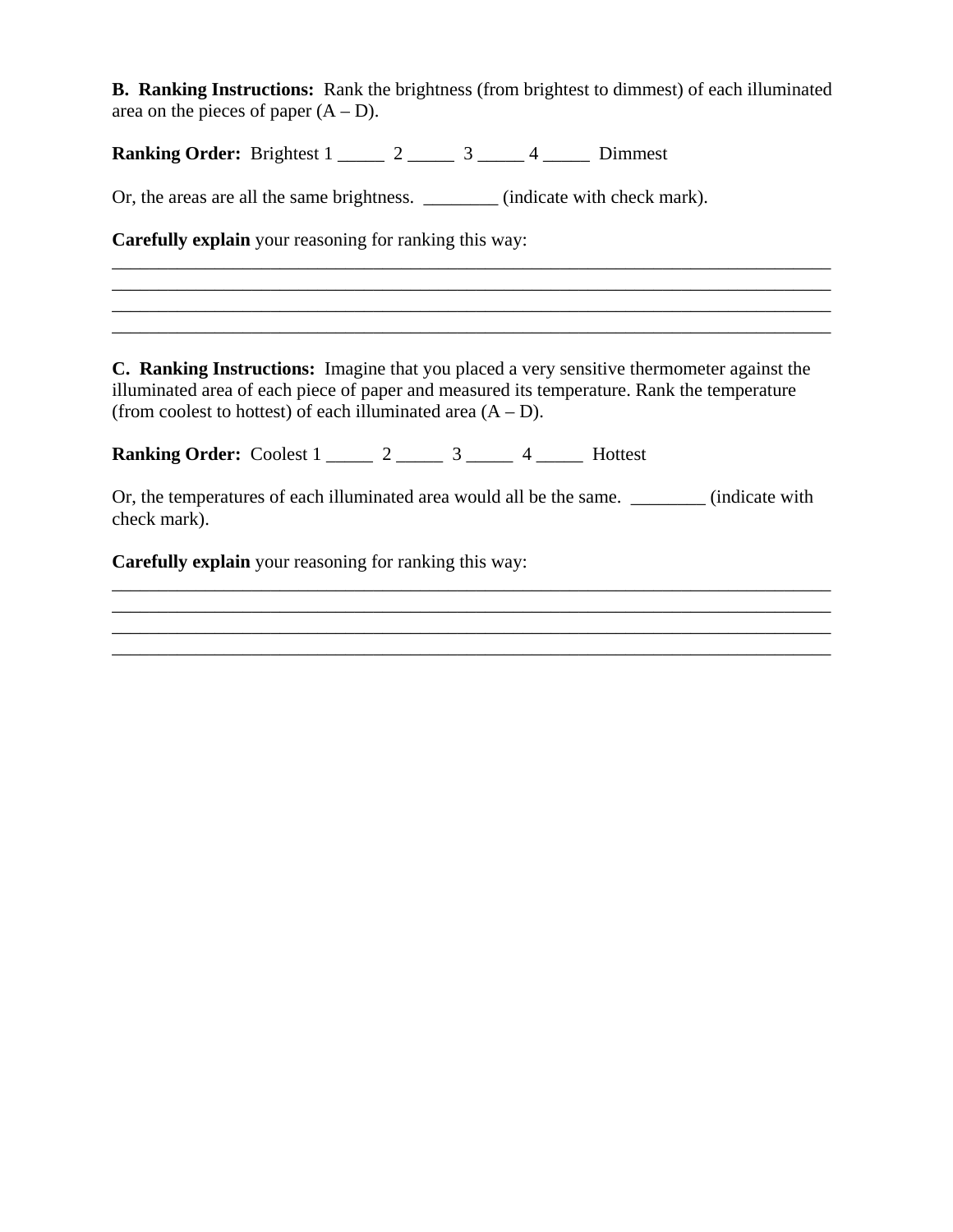**B. Ranking Instructions:** Rank the brightness (from brightest to dimmest) of each illuminated area on the pieces of paper (A – D).

**Ranking Order:** Brightest 1 _____ 2 _____ 3 _____ 4 _____ Dimmest

Or, the areas are all the same brightness. ________ (indicate with check mark).

**Carefully explain** your reasoning for ranking this way:

________________________________________________________________________________
________________________________________________________________________________
________________________________________________________________________________
________________________________________________________________________________

**C. Ranking Instructions:** Imagine that you placed a very sensitive thermometer against the illuminated area of each piece of paper and measured its temperature. Rank the temperature (from coolest to hottest) of each illuminated area (A – D).

**Ranking Order:** Coolest 1 _____ 2 _____ 3 _____ 4 _____ Hottest

Or, the temperatures of each illuminated area would all be the same. ________ (indicate with check mark).

**Carefully explain** your reasoning for ranking this way:

________________________________________________________________________________
________________________________________________________________________________
________________________________________________________________________________
________________________________________________________________________________